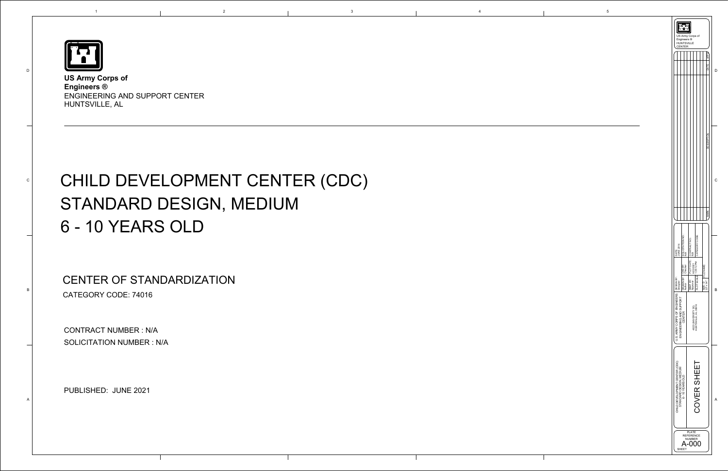**US Army Corps of Engineers ®**
ENGINEERING AND SUPPORT CENTER
HUNTSVILLE, AL

# CHILD DEVELOPMENT CENTER (CDC) STANDARD DESIGN, MEDIUM 6 - 10 YEARS OLD

## CENTER OF STANDARDIZATION

CATEGORY CODE: 74016

CONTRACT NUMBER : N/A

SOLICITATION NUMBER : N/A

PUBLISHED: JUNE 2021

US Army Corps of Engineers ®
HUNTSVILLE CENTER

U.S. ARMY CORPS OF ENGINEERS ENGINEERING AND SUPPORT CENTER
4820 UNIVERSITY SQ.
HUNTSVILLE, AL 35816

CHILD DEVELOPMENT CENTER (CDC) STANDARD DESIGN, MEDIUM 6 - 10 YEARS OLD

COVER SHEET

PLATE REFERENCE NUMBER
A-000
SHEET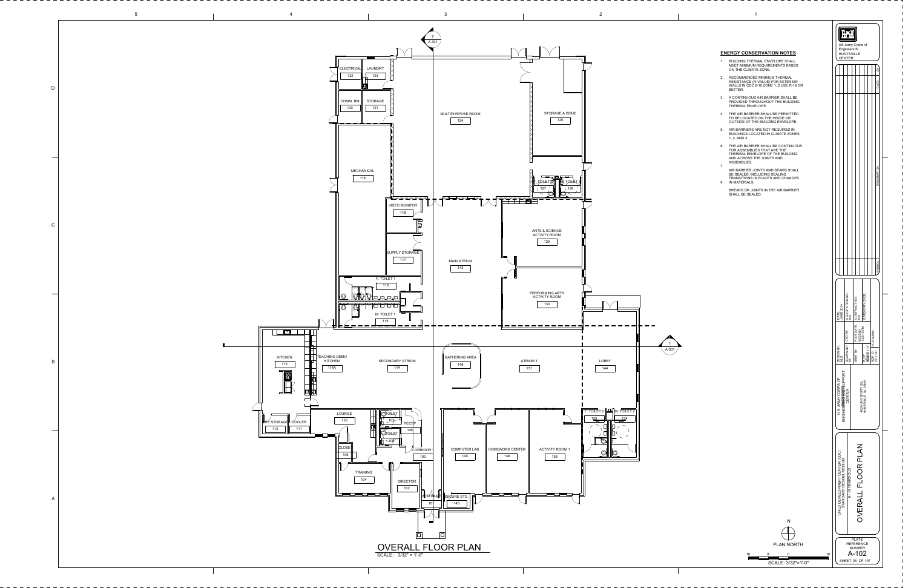# OVERALL FLOOR PLAN

SCALE: 3/32" = 1'-0"

| Room No. | Room Name |
|---|---|
| 101 | VESTIBULE |
| 102 | DIRECTOR |
| 103 | CORRIDOR |
| 104 | TRAINING |
| 105 | CLOSET |
| 107 | TOILET |
| 108 | TOILET |
| 110 | LOUNGE |
| 111 | COOLER |
| 112 | DRY STORAGE |
| 113 | KITCHEN |
| 114 | SECONDARY ATRIUM |
| 114A | TEACHING DEMO KITCHEN |
| 115 | M. TOILET 1 |
| 116 | F. TOILET 1 |
| 117 | SUPPLY STORAGE |
| 118 | VIDEO MONITOR |
| 119 | MECHANICAL |
| 120 | COMM. RM |
| 121 | STORAGE |
| 122 | ELECTRICAL |
| 123 | LAUNDRY |
| 124 | MULTIPURPOSE ROOM |
| 125 | STORAGE & ISSUE |
| 127 | TOILET 3 |
| 128 | TOILET 3 |
| 129 | ARTS & SCIENCE ACTIVITY ROOM |
| 130 | PERFORMING ARTS ACTIVITY ROOM |
| 131 | ATRIUM 3 |
| 134 | M. TOILET 2 |
| 136 | F. TOILET 2 |
| 138 | ACTIVITY ROOM 1 |
| 139 | HOMEWORK CENTER |
| 140 | COMPUTER LAB |
| 143 | MAIN ATRIUM |
| 144 | LOBBY |
| 145 | SECURE STG. |
| 146 | GATHERING AREA |
| 148 | RECEP. |

## ENERGY CONSERVATION NOTES

1. BUILDING THERMAL ENVELOPE SHALL MEET MINIMUM REQUIREMENTS BASED ON THE CLIMATE ZONE.
2. RECOMMENDED MINIMUM THERMAL RESISTANCE (R-VALUE) FOR EXTERIOR WALLS IN CDC 6-10 ZONE 1, 2 USE R-18 OR BETTER.
3. A CONTINUOUS AIR BARRIER SHALL BE PROVIDED THROUGHOUT THE BUILDING THERMAL ENVELOPE.
4. THE AIR BARRIER SHALL BE PERMITTED TO BE LOCATED ON THE INSIDE OR OUTSIDE OF THE BUILDING ENVELOPE.
5. AIR BARRIERS ARE NOT REQUIRED IN BUILDINGS LOCATED IN CLIMATE ZONES 1, 2, AND 3.
6. THE AIR BARRIER SHALL BE CONTINUOUS FOR ASSEMBLIES THAT ARE THE THERMAL ENVELOPE OF THE BUILDING AND ACROSS THE JOINTS AND ASSEMBLIES.
7. AIR BARRIER JOINTS AND SEAMS SHALL BE SEALED, INCLUDING SEALING TRANSITIONS IN PLACES AND CHANGES IN MATERIALS.
8. BREAKS OR JOINTS IN THE AIR BARRIER SHALL BE SEALED.

N
PLAN NORTH
SCALE: 3/32"=1'-0"

US Army Corps of Engineers®
HUNTSVILLE CENTER

U.S. ARMY CORPS OF ENGINEERS SUPPORT CENTER
4820 UNIVERSITY SQ.
HUNTSVILLE, AL 35816

DATE: JUNE 2014
DESIGN BY: NLS
DRAWN BY: EZ
CKD BY:
CHECKED BY:
SOLICITATION NO.: N/A
CONTRACT NO.: N/A
PLOT DATE: 6/22/2021
SCALE: AS NOTED
SIZE: 22" x 34"
CATEGORY CODE:
FILE NAME:

CHILD DEVELOPMENT CENTER (CDC) STANDARD DESIGN MEDIUM
6 - 10 YEARS OLD
OVERALL FLOOR PLAN

PLATE REFERENCE NUMBER
A-102
SHEET 26 OF 107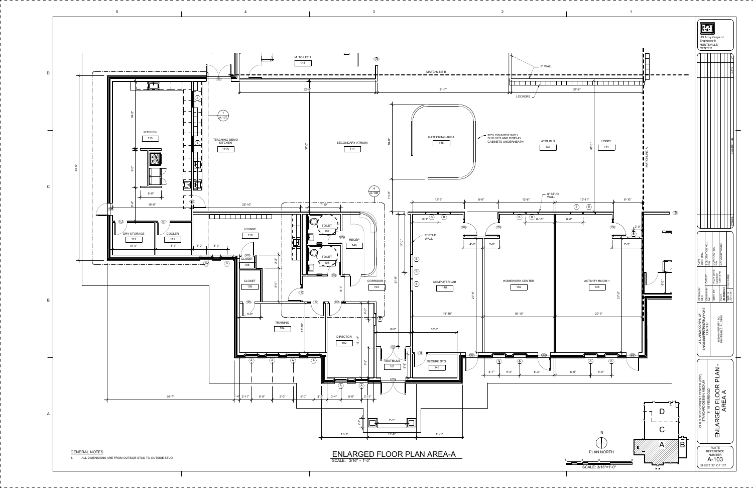# ENLARGED FLOOR PLAN AREA-A

SCALE: 3/16" = 1'-0"

## GENERAL NOTES

1. ALL DIMENSIONS ARE FROM OUTSIDE STUD TO OUTSIDE STUD.

M. TOILET 1 115

MATCHLINE B

MATCHLINE A

8" WALL

LOCKERS

KITCHEN 113

TEACHING DEMO KITCHEN 114A

SECONDARY ATRIUM 114

GATHERING AREA 146

32"H COUNTER WITH SHELVES AND DISPLAY CABINETS UNDERNEATH

ATRIUM 3 131

LOBBY 144

8" STUD WALL

DRY STORAGE 112

COOLER 111

LOUNGE 110

TOILET 107

TOILET 108

RECEP 148

CLOSET 106

CLOSET 105

CORRIDOR 103

COMPUTER LAB 140

HOMEWORK CENTER 139

ACTIVITY ROOM 1 138

TRAINING 104

DIRECTOR 102

VESTIBULE 101

SECURE STG. 145

PLAN NORTH

SCALE: 3/16"=1'-0"

US Army Corps of Engineers® HUNTSVILLE CENTER

U.S. ARMY CORPS OF ENGINEERING SUPPORT CENTER

4820 UNIVERSITY SQ. HUNTSVILLE, AL 35816

CHILD DEVELOPMENT CENTER (CDC) STANDARD DESIGN MEDIUM

ENLARGED FLOOR PLAN - AREA A

PLATE REFERENCE NUMBER A-103

SHEET 27 OF 107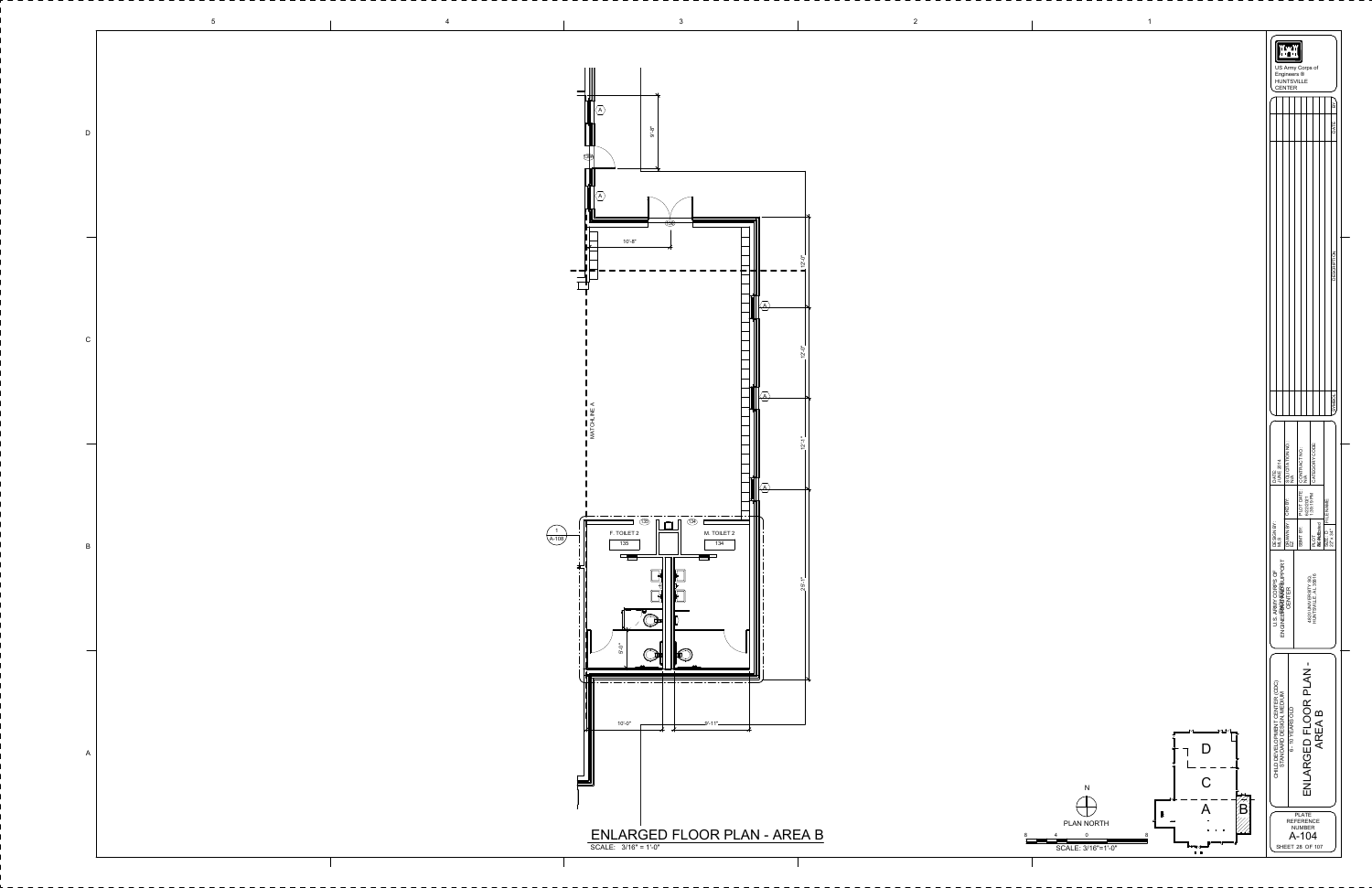# ENLARGED FLOOR PLAN - AREA B

SCALE: 3/16" = 1'-0"

F. TOILET 2 135

M. TOILET 2 134

MATCHLINE A

1 A-108

10'-8"

9'-8"

12'-0"

12'-0"

12'-1"

25'-1"

10'-0"

9'-11"

5'-0"

PLAN NORTH

SCALE: 3/16"=1'-0"

US Army Corps of Engineers ® HUNTSVILLE CENTER

U.S. ARMY CORPS OF ENGINEERS ENGINEERING AND SUPPORT CENTER

4820 UNIVERSITY SQ. HUNTSVILLE, AL 35816

DESIGN BY: DRAWN BY: CKD BY: SBMT BY: PLOT DATE: FILE NAME: SIZE: D

DATE: JUNE 2014 SOLICITATION NO.: CONTRACT NO.: CATEGORY CODE:

CHILD DEVELOPMENT CENTER (CDC) STANDARD DESIGN (MEDIUM 6 - 5 YEARS OLD)

ENLARGED FLOOR PLAN - AREA B

PLATE REFERENCE NUMBER A-104

SHEET 28 OF 107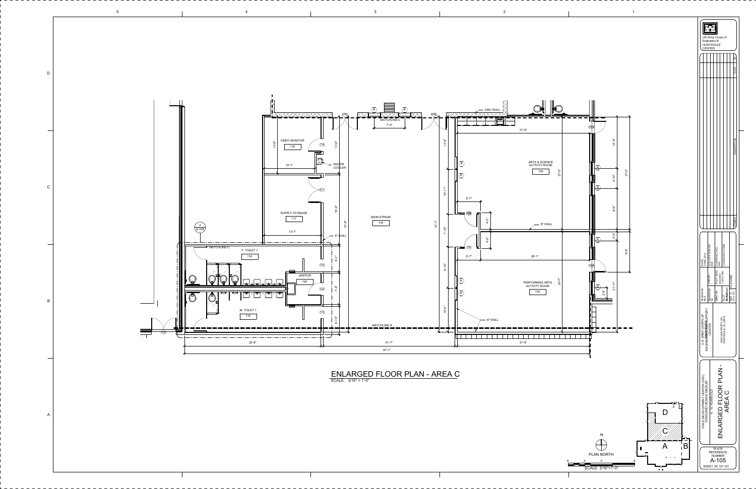# ENLARGED FLOOR PLAN - AREA C

SCALE: 3/16" = 1'-0"

VIDEO MONITOR 118

WATER COOLER

SUPPLY STORAGE 117

MAIN ATRIUM 143

ARTS & SCIENCE ACTIVITY ROOM 129

PERFORMING ARTS ACTIVITY ROOM 130

F. TOILET 1 116

JANITOR 142

M. TOILET 1 115

CMU WALL

8" WALL

MATCHLINE-C

MATCHLINE B

32'-8" | 31'-7" | 31'-8" | 97'-1"

PLAN NORTH

SCALE: 3/16"=1'-0"

US Army Corps of Engineers® HUNTSVILLE CENTER

U.S. ARMY CORPS OF ENGINEERS ENGINEERING AND SUPPORT CENTER

4820 UNIVERSITY SQ. HUNTSVILLE, AL 35816

CHILD DEVELOPMENT CENTER (CDC) STANDARD DESIGN MEDIUM 6 - 10 YEARS OLD

## ENLARGED FLOOR PLAN - AREA C

PLATE REFERENCE NUMBER

A-105

SHEET 29 OF 107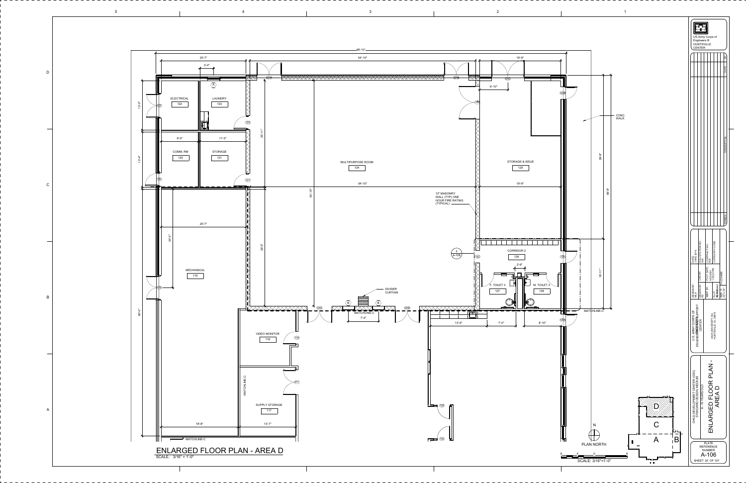# ENLARGED FLOOR PLAN - AREA D

SCALE: 3/16" = 1'-0"

ELECTRICAL 122
LAUNDRY 123
COMM. RM 120
STORAGE 121
MULTIPURPOSE ROOM 124
STORAGE & ISSUE 125
MECHANICAL 119
CORRIDOR 2 126
F. TOILET 3 127
M. TOILET 3 128
VIDEO MONITOR 118
SUPPLY STORAGE 117

12" MASONRY WALL (TYP) ONE HOUR FIRE RATING (TYPICAL)

DIVIDER CURTAIN

CONC. WALK

MATCHLINE-C

PLAN NORTH

SCALE: 3/16"=1'-0"

US Army Corps of Engineers ® HUNTSVILLE CENTER

| SYMBOL | DESCRIPTION | DATE | BY |
|---|---|---|---|
| | | | |

| DESIGN BY: | DATE: |
|---|---|
| DRAWN BY: | SOLICITATION NO.: |
| CKD BY: | CONTRACT NO.: |
| SBMT BY: | PLOT DATE: |
| PLOT SCALE: | CATEGORY CODE: |
| SIZE: D 22" x 34" | FILE NAME: |

U.S. ARMY CORPS OF ENGINEERING AND SUPPORT CENTER
4820 UNIVERSITY SQ. HUNTSVILLE, AL 35816

CHILD DEVELOPMENT CENTER (CDC) STANDARD DESIGN MEDIUM

ENLARGED FLOOR PLAN - AREA D

PLATE REFERENCE NUMBER
A-106
SHEET 30 OF 107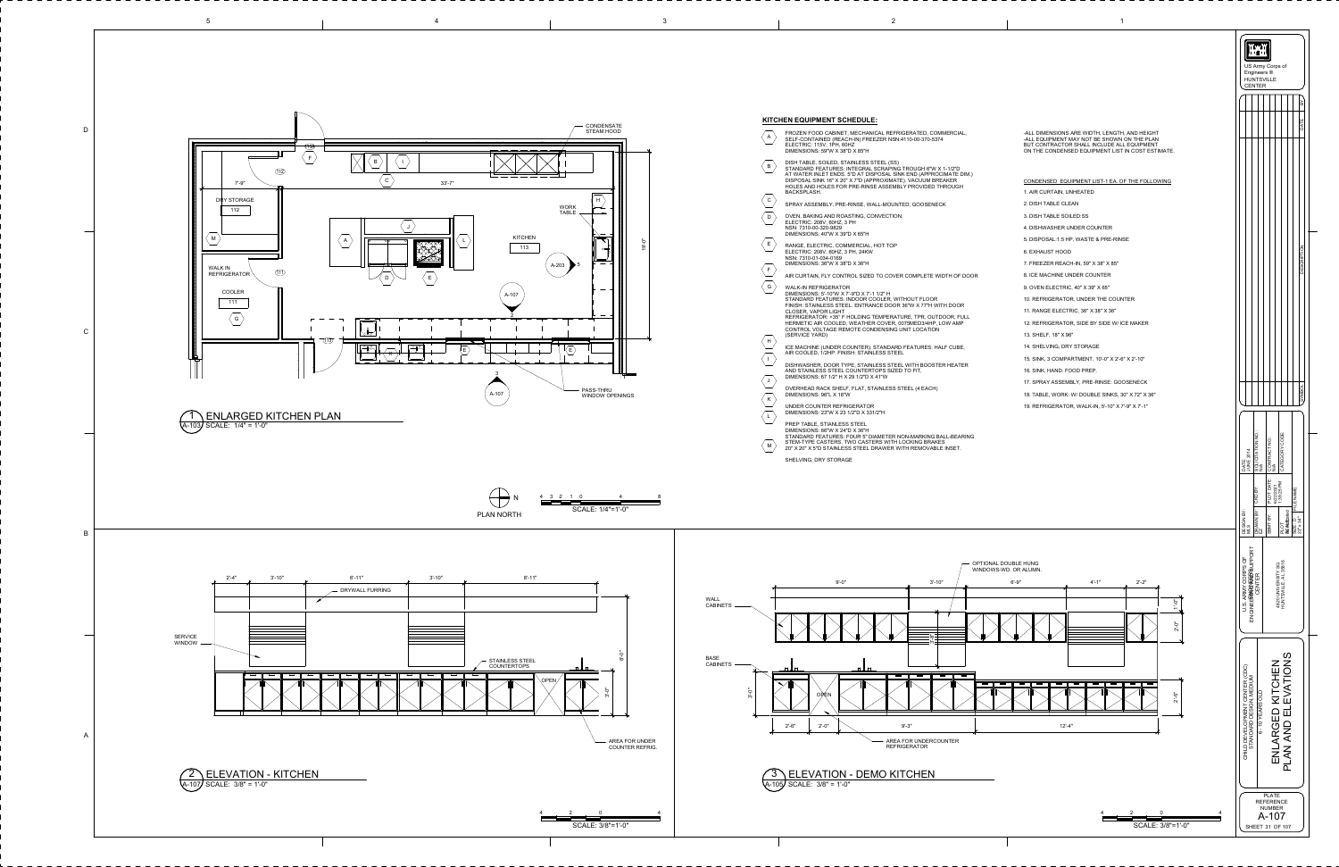## KITCHEN EQUIPMENT SCHEDULE:

- **A** — FROZEN FOOD CABINET, MECHANICAL REFRIGERATED, COMMERCIAL, SELF-CONTAINED (REACH-IN) FREEZER NSN:4110-00-370-5374 ELECTRIC: 115V, 1PH, 60HZ DIMENSIONS: 59"W X 38"D X 85"H
- **B** — DISH TABLE, SOILED, STAINLESS STEEL (SS) STANDARD FEATURES: INTEGRAL SCRAPING TROUGH 6"W X 1-1/2"D AT WATER INLET ENDS. 5"D AT DISPOSAL SINK END (APPROCIMATE DIM.) DISPOSAL SINK 16" X 20" X 7"D (APPROXIMATE), VACUUM BREAKER HOLES AND HOLES FOR PRE-RINSE ASSEMBLY PROVIDED THROUGH BACKSPLASH.
- **C** — SPRAY ASSEMBLY, PRE-RINSE, WALL-MOUNTED, GOOSENECK
- **D** — OVEN, BAKING AND ROASTING, CONVECTION, ELECTRIC: 208V, 60HZ, 3 PH NSN: 7310-00-320-9829 DIMENSIONS: 40"W X 39"D X 65"H
- **E** — RANGE, ELECTRIC, COMMERCIAL, HOT TOP ELECTRIC: 208V, 60HZ, 3 PH, 24KW NSN: 7310-01-034-0169 DIMENSIONS: 36"W X 38"D X 36"H
- **F** — AIR CURTAIN, FLY CONTROL SIZED TO COVER COMPLETE WIDTH OF DOOR
- **G** — WALK-IN REFRIGERATOR DIMENSIONS: 5'-10"W X 7'-9"D X 7'-1 1/2" H STANDARD FEATURES: INDOOR COOLER, WITHOUT FLOOR FINISH: STAINLESS STEEL ENTRANCE DOOR 36"W X 77"H WITH DOOR CLOSER, VAPOR LIGHT REFRIGERATOR: +35° F HOLDING TEMPERATURE, TPR, OUTDOOR, FULL HERMETIC AIR COOLED, WEATHER COVER, 0079MED34HP, LOW AMP CONTROL VOLTAGE REMOTE CONDENSING UNIT LOCATION (SERVICE YARD)
- **H** — ICE MACHINE (UNDER COUNTER). STANDARD FEATURES: HALF CUBE, AIR COOLED, 1/2HP. FINISH: STAINLESS STEEL
- **I** — DISHWASHER, DOOR TYPE, STAINLESS STEEL WITH BOOSTER HEATER AND STAINLESS STEEL COUNTERTOPS SIZED TO FIT. DIMENSIONS: 67 1/2" H X 29 1/2"D X 41"W
- **J** — OVERHEAD RACK SHELF, FLAT, STAINLESS STEEL (4 EACH) DIMENSIONS: 96"L X 18"W
- **K** — UNDER COUNTER REFRIGERATOR DIMENSIONS: 23"W X 23 1/2"D X 33 1/2"H
- **L** — PREP TABLE, STAINLESS STEEL DIMENSIONS: 66"W X 24"D X 36"H STANDARD FEATURES: FOUR 5" DIAMETER NON-MARKING BALL-BEARING STEM-TYPE CASTERS, TWO CASTERS WITH LOCKING BRAKES 20" X 20" X 5"D STAINLESS STEEL DRAWER WITH REMOVABLE INSET.
- **M** — SHELVING, DRY STORAGE

-ALL DIMENSIONS ARE WIDTH, LENGTH, AND HEIGHT
-ALL EQUIPMENT MAY NOT BE SHOWN ON THE PLAN BUT CONTRACTOR SHALL INCLUDE ALL EQUIPMENT ON THE CONDENSED EQUIPMENT LIST IN COST ESTIMATE.

### CONDENSED EQUIPMENT LIST-1 EA. OF THE FOLLOWING

1. AIR CURTAIN, UNHEATED
2. DISH TABLE CLEAN
3. DISH TABLE SOILED SS
4. DISHWASHER UNDER COUNTER
5. DISPOSAL:1.5 HP, WASTE & PRE-RINSE
6. EXHAUST HOOD
7. FREEZER REACH-IN, 59" X 38" X 85"
8. ICE MACHINE UNDER COUNTER
9. OVEN ELECTRIC, 40" X 39" X 85"
10. REFRIGERATOR, UNDER THE COUNTER
11. RANGE ELECTRIC, 36" X 38" X 36"
12. REFRIGERATOR, SIDE BY SIDE W/ ICE MAKER
13. SHELF, 18" X 96"
14. SHELVING, DRY STORAGE
15. SINK, 3 COMPARTMENT, 10'-0" X 2'-6" X 2'-10"
16. SINK, HAND: FOOD PREP.
17. SPRAY ASSEMBLY, PRE-RINSE: GOOSENECK
18. TABLE, WORK: W/ DOUBLE SINKS, 30" X 72" X 36"
19. REFRIGERATOR, WALK-IN, 5'-10" X 7'-9" X 7'-1"

## 1 ENLARGED KITCHEN PLAN
A-103 SCALE: 1/4" = 1'-0"

PLAN NORTH — SCALE: 1/4"=1'-0"

## 2 ELEVATION - KITCHEN
A-107 SCALE: 3/8" = 1'-0"

## 3 ELEVATION - DEMO KITCHEN
A-105 SCALE: 3/8" = 1'-0"

US Army Corps of Engineers ® HUNTSVILLE CENTER

U.S. ARMY CORPS OF ENGINEERS ENGINEERING SUPPORT CENTER — 4820 UNIVERSITY SQ. HUNTSVILLE, AL 35816

CHILD DEVELOPMENT CENTER (CDC) STANDARD DESIGN MEDIUM

ENLARGED KITCHEN PLAN AND ELEVATIONS

PLATE REFERENCE NUMBER A-107 — SHEET 31 OF 107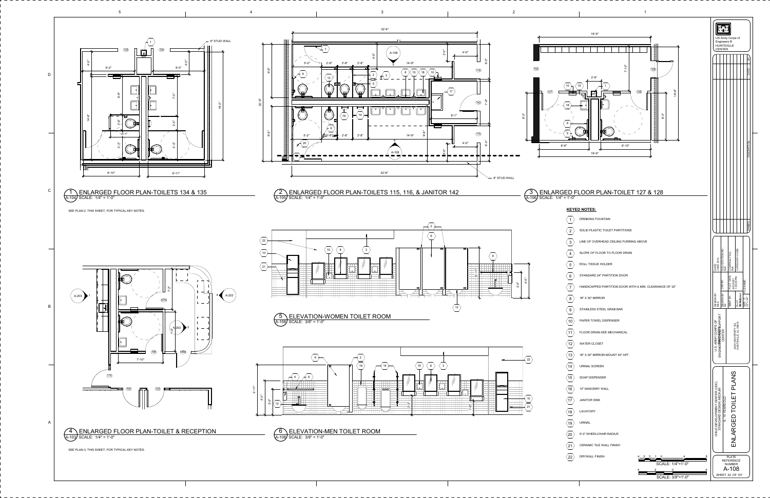## 1 ENLARGED FLOOR PLAN-TOILETS 134 & 135
A-104 SCALE: 1/4" = 1'-0"

SEE PLAN 2, THIS SHEET, FOR TYPICAL KEY NOTES.

## 2 ENLARGED FLOOR PLAN-TOILETS 115, 116, & JANITOR 142
A-105 SCALE: 1/4" = 1'-0"

## 3 ENLARGED FLOOR PLAN-TOILET 127 & 128
A-106 SCALE: 1/4" = 1'-0"

## 4 ENLARGED FLOOR PLAN-TOILET & RECEPTION
A-103 SCALE: 1/4" = 1'-0"

SEE PLAN 3, THIS SHEET, FOR TYPICAL KEY NOTES.

## 5 ELEVATION-WOMEN TOILET ROOM
A-108 SCALE: 3/8" = 1'-0"

## 6 ELEVATION-MEN TOILET ROOM
A-108 SCALE: 3/8" = 1'-0"

### KEYED NOTES:

1. DRINKING FOUNTAIN
2. SOLID PLASTIC TOILET PARTITIONS
3. LINE OF OVERHEAD CEILING FURRING ABOVE
4. SLOPE OF FLOOR TO FLOOR DRAIN
5. ROLL TISSUE HOLDER
6. STANDARD 24" PARTITION DOOR
7. HANDICAPPED PARTITION DOOR WITH A MIN. CLEARANCE OF 32"
8. 18" X 30" MIRROR
9. STAINLESS STEEL GRAB BAR
10. PAPER TOWEL DISPENSER
11. FLOOR DRAIN-SEE MECHANICAL
12. WATER CLOSET
13. 18" X 30" MIRROR-MOUNT 40" AFF.
14. URINAL SCREEN
15. SOAP DISPENSER
16. 12" MASONRY WALL
17. JANITOR SINK
18. LAVATORY
19. URINAL
20. 5'-0" WHEELCHAIR RADIUS
21. CERAMIC TILE WALL FINISH
22. DRYWALL FINISH

SCALE: 1/4"=1'-0"

SCALE: 3/8"=1'-0"

US Army Corps of Engineers® HUNTSVILLE CENTER

U.S. ARMY CORPS OF ENGINEERS ENGINEERING AND SUPPORT CENTER
4820 UNIVERSITY SQ. HUNTSVILLE, AL 35816

CHILD DEVELOPMENT CENTER (CDC) STANDARD DESIGN-MEDIUM

ENLARGED TOILET PLANS

PLATE REFERENCE NUMBER A-108

SHEET 32 OF 107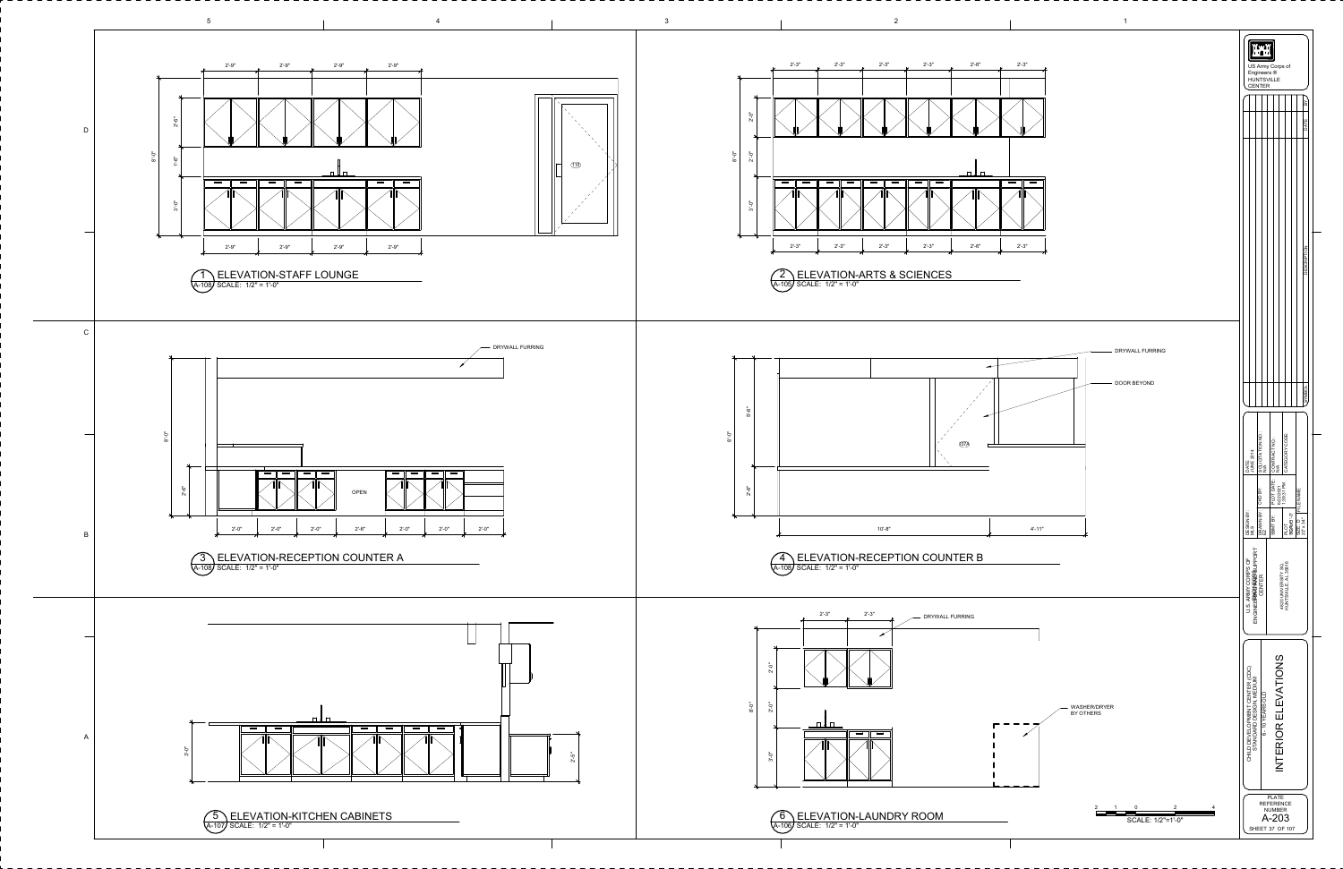## 1 ELEVATION-STAFF LOUNGE
A-108 SCALE: 1/2" = 1'-0"

2'-9" 2'-9" 2'-9" 2'-9"

8'-0" 2'-6" 1'-6" 3'-0"

119

2'-9" 2'-9" 2'-9" 2'-9"

## 2 ELEVATION-ARTS & SCIENCES
A-105 SCALE: 1/2" = 1'-0"

2'-3" 2'-3" 2'-3" 2'-3" 2'-6" 2'-3"

8'-0" 2'-0" 2'-0" 3'-0"

2'-3" 2'-3" 2'-3" 2'-3" 2'-6" 2'-3"

## 3 ELEVATION-RECEPTION COUNTER A
A-108 SCALE: 1/2" = 1'-0"

DRYWALL FURRING

8'-0" 2'-6"

OPEN

2'-0" 2'-0" 2'-0" 2'-6" 2'-0" 2'-0" 2'-0"

## 4 ELEVATION-RECEPTION COUNTER B
A-108 SCALE: 1/2" = 1'-0"

DRYWALL FURRING

DOOR BEYOND

107A

8'-0" 5'-6" 2'-6"

10'-8" 4'-11"

## 5 ELEVATION-KITCHEN CABINETS
A-107 SCALE: 1/2" = 1'-0"

3'-0" 2'-5"

## 6 ELEVATION-LAUNDRY ROOM
A-106 SCALE: 1/2" = 1'-0"

2'-3" 2'-3"

DRYWALL FURRING

8'-0" 2'-0" 2'-0" 3'-0"

WASHER/DRYER BY OTHERS

2 1 0 2 4
SCALE: 1/2"=1'-0"

US Army Corps of Engineers ® HUNTSVILLE CENTER

SYMBOL | DESCRIPTION | DATE | BY

DESIGN BY: | DWN BY: | CKD BY: | SBMT BY: | PLOT DATE: | PLOT SCALE: | SIZE: D | DATE: JUNE 2014 | SOLICITATION NO.: N/A | CONTRACT NO.: N/A | CATEGORY CODE: | FILE NAME:

U.S. ARMY CORPS OF ENGINEERS ENGINEERING AND SUPPORT CENTER
4820 UNIVERSITY SQ.
HUNTSVILLE, AL 35816

CHILD DEVELOPMENT CENTER (CDC) STANDARD DESIGN MEDIUM

# INTERIOR ELEVATIONS

PLATE REFERENCE NUMBER
A-203
SHEET 37 OF 107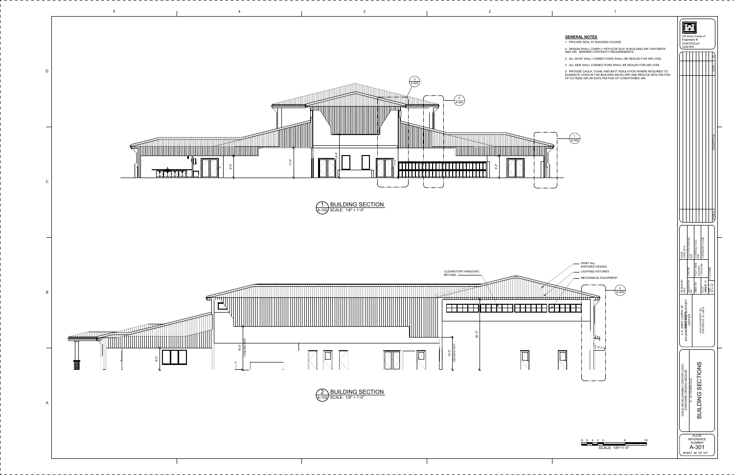## GENERAL NOTES

1. PROVIDE SEAL AT BUILDING FACADE.
2. DESIGN SHALL COMPLY WITH ECB 2012-16 BUILDING AIR TIGHTNESS AND AIR BARRIER CONTINUITY REQUIREMENTS.
3. ALL ROOF WALL CONNECTIONS SHALL BE SEALED FOR AIR LOSS.
4. ALL SIDE WALL CONNECTIONS SHALL BE SEALED FOR AIR LOSS.
5. PROVIDE CAULK, FOAM, AND BATT INSULATION WHERE REQUIRED TO ELIMINATE VOIDS IN THE BUILDING ENVELOPE AND REDUCE INFILTRATION OF OUTSIDE AIR OR EXFILTRATION OF CONDITIONED AIR.

3 A-302

2 A-302

1 A-302

8'-0"

11'-0"

8'-0"

11'-0"

8'-0"

1 A-102 BUILDING SECTION
SCALE: 1/8" = 1'-0"

CLEARSTORY WINDOWS BEYOND

PAINT ALL EXPOSED CEILING

LIGHTING FIXTURES

MECHANICAL EQUIPMENT

4 A-303

8'-0"

16'-0" CEILING HGT.

26'-0"

12'-0" CEILING HGT.

2 A-102 BUILDING SECTION
SCALE: 1/8" = 1'-0"

8 6 4 2 0 8 16
SCALE: 1/8"=1'-0"

US Army Corps of Engineers ®
HUNTSVILLE CENTER

SYMBOL | DESCRIPTION | DATE | BY

DESIGN BY: | DRAWN BY: | CKD BY: | SBMT BY: | PLOT DATE: | CONTRACT NO.: | DATE: JUNE 2014 | SOLICITATION NO.: N/A | CATEGORY CODE: | PLOT SCALE: | SIZE: D | FILE NAME:

U.S. ARMY CORPS OF ENGINEERING AND SUPPORT CENTER
4820 UNIVERSITY SQ. HUNTSVILLE, AL 35816

CHILD DEVELOPMENT CENTER (CDC) STANDARD DESIGN MEDIUM 6 - 10 YEARS OLD

BUILDING SECTIONS

PLATE REFERENCE NUMBER
A-301
SHEET 38 OF 107